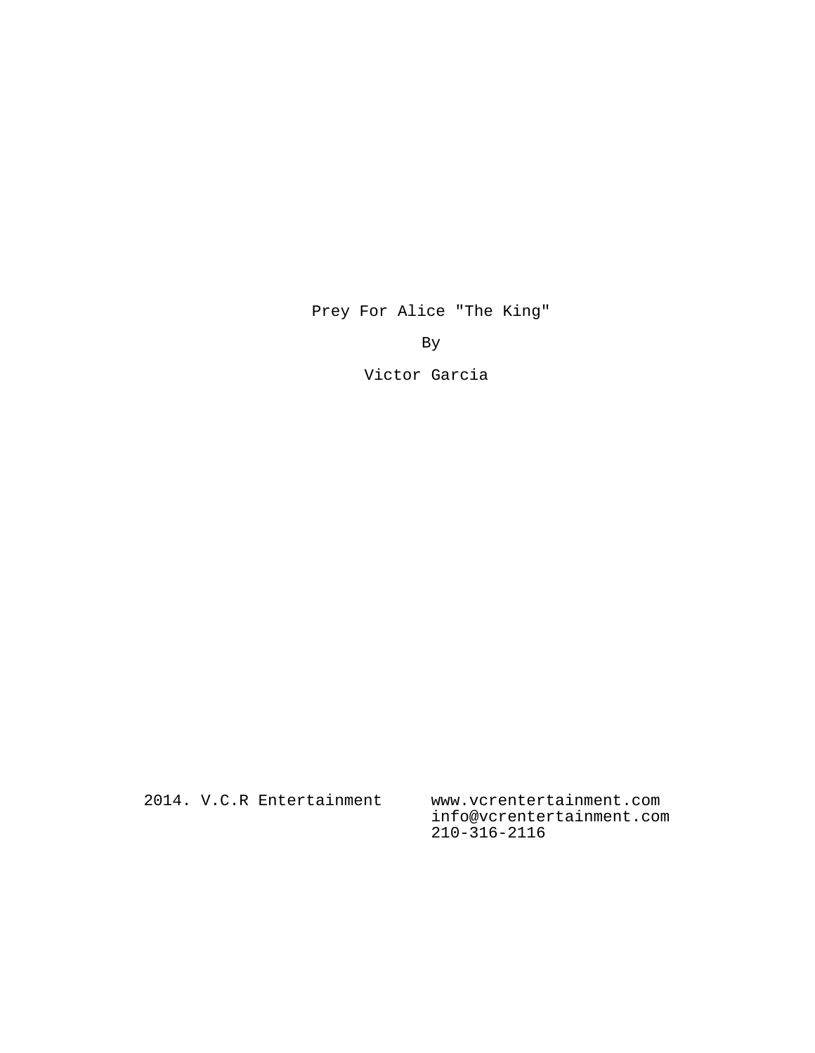Prey For Alice "The King"

By

Victor Garcia

2014. V.C.R Entertainment

www.vcrentertainment.com
info@vcrentertainment.com
210-316-2116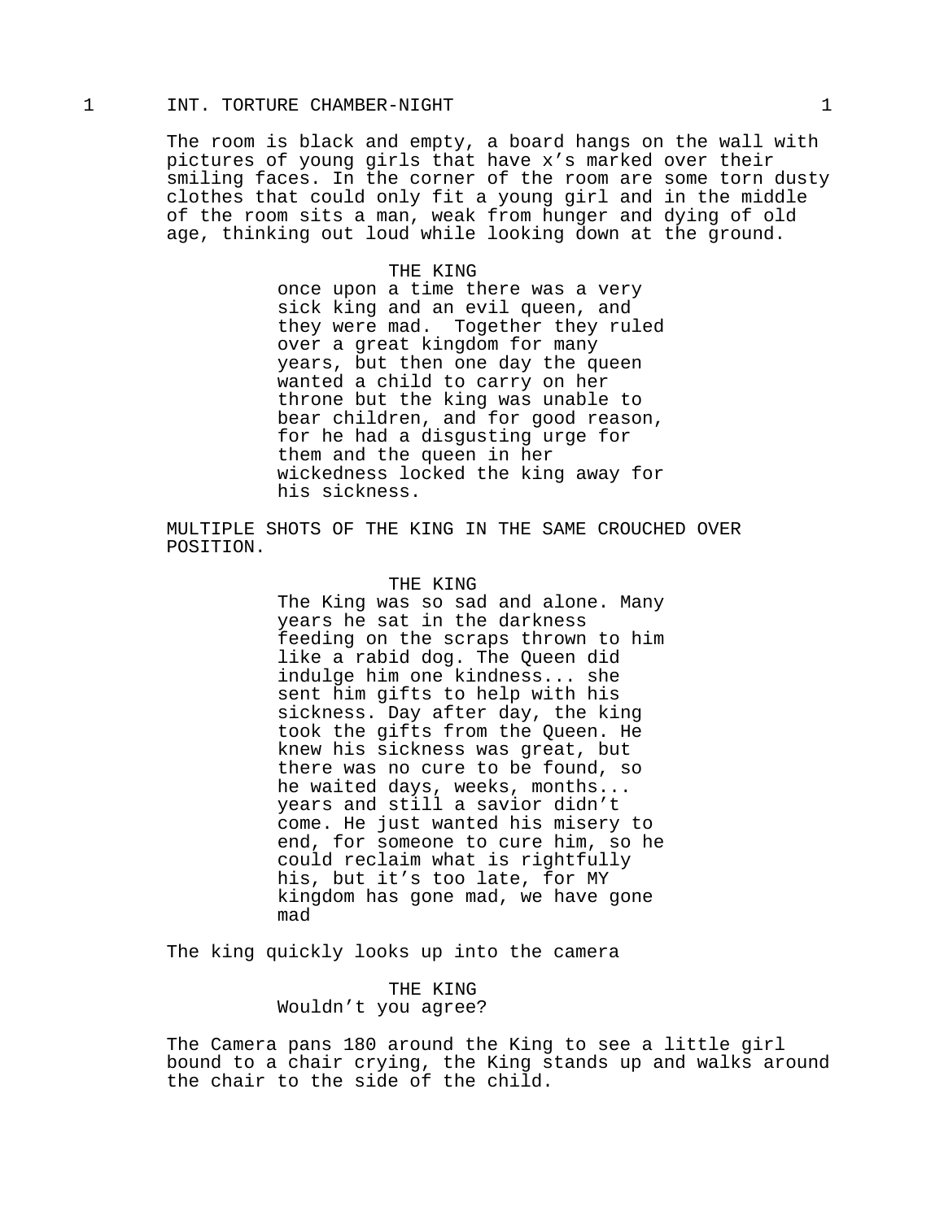1 INT. TORTURE CHAMBER-NIGHT 1

The room is black and empty, a board hangs on the wall with pictures of young girls that have x's marked over their smiling faces. In the corner of the room are some torn dusty clothes that could only fit a young girl and in the middle of the room sits a man, weak from hunger and dying of old age, thinking out loud while looking down at the ground.

THE KING

once upon a time there was a very sick king and an evil queen, and they were mad. Together they ruled over a great kingdom for many years, but then one day the queen wanted a child to carry on her throne but the king was unable to bear children, and for good reason, for he had a disgusting urge for them and the queen in her wickedness locked the king away for his sickness.

MULTIPLE SHOTS OF THE KING IN THE SAME CROUCHED OVER POSITION.

THE KING

The King was so sad and alone. Many years he sat in the darkness feeding on the scraps thrown to him like a rabid dog. The Queen did indulge him one kindness... she sent him gifts to help with his sickness. Day after day, the king took the gifts from the Queen. He knew his sickness was great, but there was no cure to be found, so he waited days, weeks, months... years and still a savior didn't come. He just wanted his misery to end, for someone to cure him, so he could reclaim what is rightfully his, but it's too late, for MY kingdom has gone mad, we have gone mad

The king quickly looks up into the camera

THE KING

Wouldn't you agree?

The Camera pans 180 around the King to see a little girl bound to a chair crying, the King stands up and walks around the chair to the side of the child.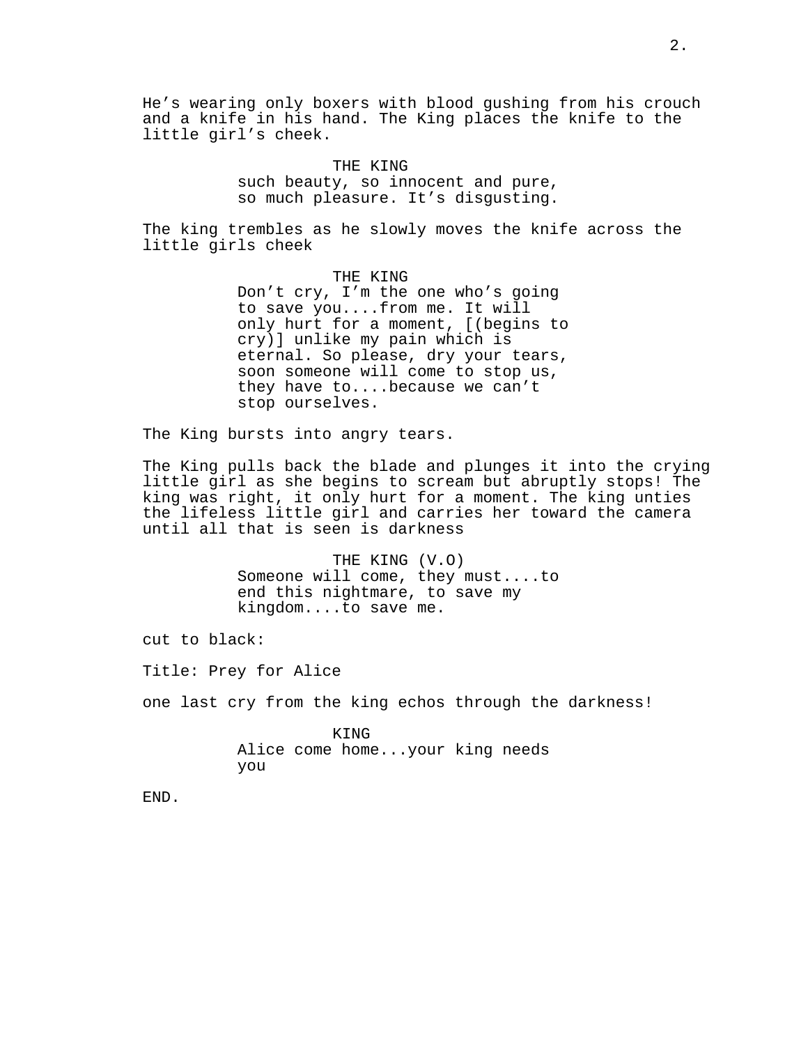He's wearing only boxers with blood gushing from his crouch and a knife in his hand. The King places the knife to the little girl's cheek.

THE KING
such beauty, so innocent and pure, so much pleasure. It's disgusting.

The king trembles as he slowly moves the knife across the little girls cheek

THE KING
Don't cry, I'm the one who's going to save you....from me. It will only hurt for a moment, [(begins to cry)] unlike my pain which is eternal. So please, dry your tears, soon someone will come to stop us, they have to....because we can't stop ourselves.

The King bursts into angry tears.

The King pulls back the blade and plunges it into the crying little girl as she begins to scream but abruptly stops! The king was right, it only hurt for a moment. The king unties the lifeless little girl and carries her toward the camera until all that is seen is darkness

THE KING (V.O)
Someone will come, they must....to end this nightmare, to save my kingdom....to save me.

cut to black:

Title: Prey for Alice

one last cry from the king echos through the darkness!

KING
Alice come home...your king needs you

END.